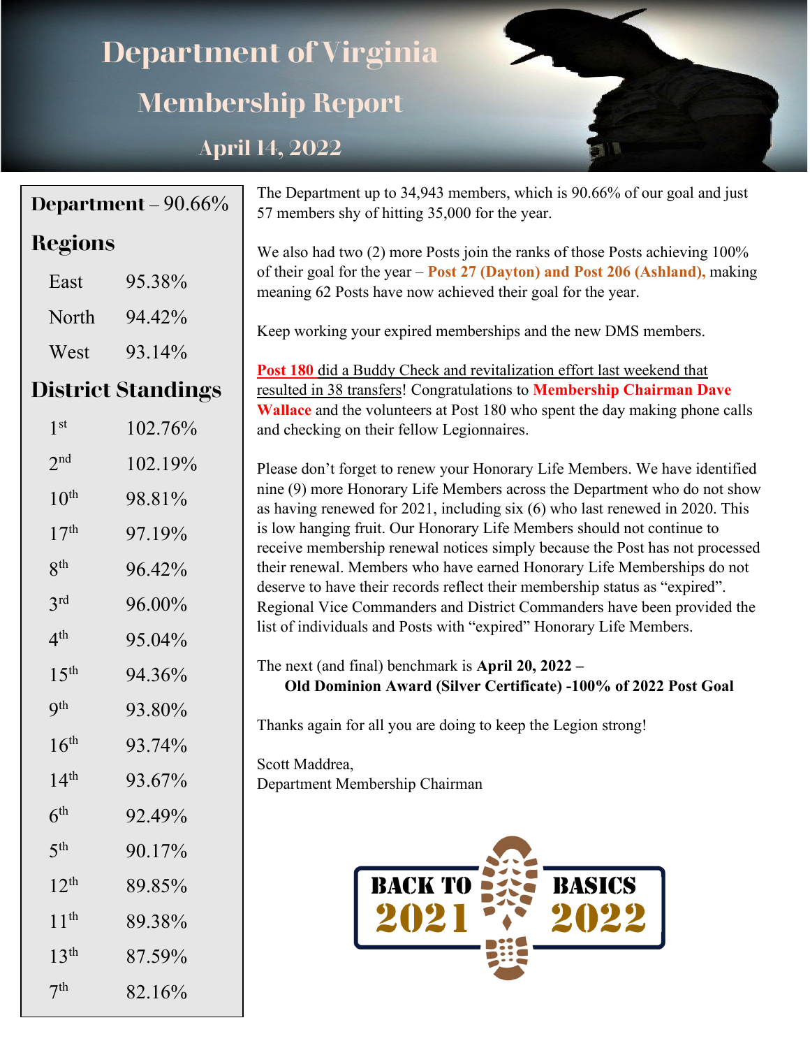# Department of Virginia

## Membership Report

### April 14, 2022

**Department** – 90.66%

## Regions

| Region | Percentage |
|---|---|
| East | 95.38% |
| North | 94.42% |
| West | 93.14% |

## District Standings

| District | Percentage |
|---|---|
| 1st | 102.76% |
| 2nd | 102.19% |
| 10th | 98.81% |
| 17th | 97.19% |
| 8th | 96.42% |
| 3rd | 96.00% |
| 4th | 95.04% |
| 15th | 94.36% |
| 9th | 93.80% |
| 16th | 93.74% |
| 14th | 93.67% |
| 6th | 92.49% |
| 5th | 90.17% |
| 12th | 89.85% |
| 11th | 89.38% |
| 13th | 87.59% |
| 7th | 82.16% |

The Department up to 34,943 members, which is 90.66% of our goal and just 57 members shy of hitting 35,000 for the year.

We also had two (2) more Posts join the ranks of those Posts achieving 100% of their goal for the year – **Post 27 (Dayton) and Post 206 (Ashland),** making meaning 62 Posts have now achieved their goal for the year.

Keep working your expired memberships and the new DMS members.

**Post 180** did a Buddy Check and revitalization effort last weekend that resulted in 38 transfers! Congratulations to **Membership Chairman Dave Wallace** and the volunteers at Post 180 who spent the day making phone calls and checking on their fellow Legionnaires.

Please don't forget to renew your Honorary Life Members. We have identified nine (9) more Honorary Life Members across the Department who do not show as having renewed for 2021, including six (6) who last renewed in 2020. This is low hanging fruit. Our Honorary Life Members should not continue to receive membership renewal notices simply because the Post has not processed their renewal. Members who have earned Honorary Life Memberships do not deserve to have their records reflect their membership status as "expired". Regional Vice Commanders and District Commanders have been provided the list of individuals and Posts with "expired" Honorary Life Members.

The next (and final) benchmark is **April 20, 2022 –**
**Old Dominion Award (Silver Certificate) -100% of 2022 Post Goal**

Thanks again for all you are doing to keep the Legion strong!

Scott Maddrea,
Department Membership Chairman

BACK TO BASICS 2021 2022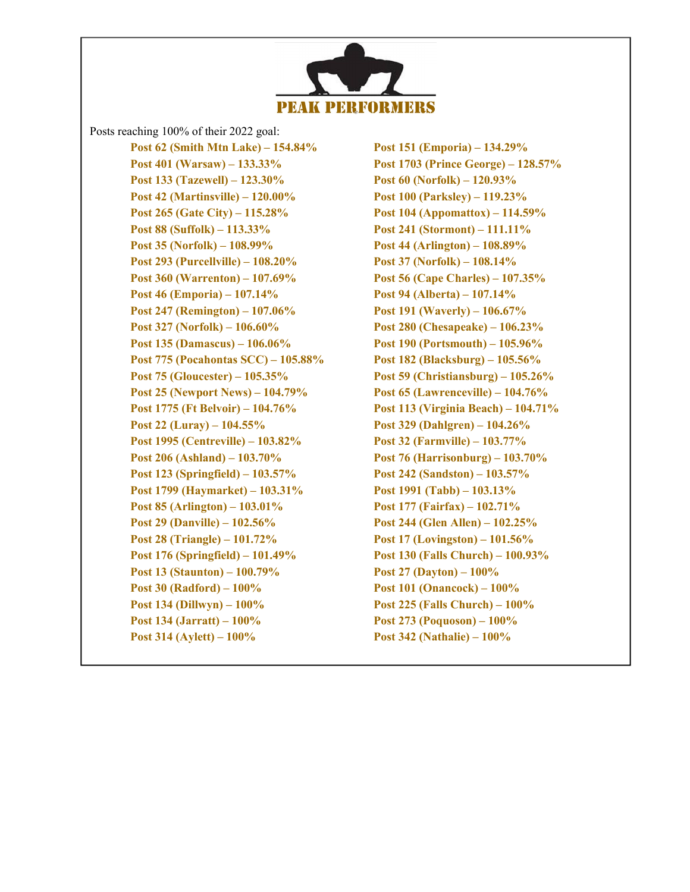# PEAK PERFORMERS

Posts reaching 100% of their 2022 goal:

**Post 62 (Smith Mtn Lake) – 154.84%**
**Post 151 (Emporia) – 134.29%**
**Post 401 (Warsaw) – 133.33%**
**Post 1703 (Prince George) – 128.57%**
**Post 133 (Tazewell) – 123.30%**
**Post 60 (Norfolk) – 120.93%**
**Post 42 (Martinsville) – 120.00%**
**Post 100 (Parksley) – 119.23%**
**Post 265 (Gate City) – 115.28%**
**Post 104 (Appomattox) – 114.59%**
**Post 88 (Suffolk) – 113.33%**
**Post 241 (Stormont) – 111.11%**
**Post 35 (Norfolk) – 108.99%**
**Post 44 (Arlington) – 108.89%**
**Post 293 (Purcellville) – 108.20%**
**Post 37 (Norfolk) – 108.14%**
**Post 360 (Warrenton) – 107.69%**
**Post 56 (Cape Charles) – 107.35%**
**Post 46 (Emporia) – 107.14%**
**Post 94 (Alberta) – 107.14%**
**Post 247 (Remington) – 107.06%**
**Post 191 (Waverly) – 106.67%**
**Post 327 (Norfolk) – 106.60%**
**Post 280 (Chesapeake) – 106.23%**
**Post 135 (Damascus) – 106.06%**
**Post 190 (Portsmouth) – 105.96%**
**Post 775 (Pocahontas SCC) – 105.88%**
**Post 182 (Blacksburg) – 105.56%**
**Post 75 (Gloucester) – 105.35%**
**Post 59 (Christiansburg) – 105.26%**
**Post 25 (Newport News) – 104.79%**
**Post 65 (Lawrenceville) – 104.76%**
**Post 1775 (Ft Belvoir) – 104.76%**
**Post 113 (Virginia Beach) – 104.71%**
**Post 22 (Luray) – 104.55%**
**Post 329 (Dahlgren) – 104.26%**
**Post 1995 (Centreville) – 103.82%**
**Post 32 (Farmville) – 103.77%**
**Post 206 (Ashland) – 103.70%**
**Post 76 (Harrisonburg) – 103.70%**
**Post 123 (Springfield) – 103.57%**
**Post 242 (Sandston) – 103.57%**
**Post 1799 (Haymarket) – 103.31%**
**Post 1991 (Tabb) – 103.13%**
**Post 85 (Arlington) – 103.01%**
**Post 177 (Fairfax) – 102.71%**
**Post 29 (Danville) – 102.56%**
**Post 244 (Glen Allen) – 102.25%**
**Post 28 (Triangle) – 101.72%**
**Post 17 (Lovingston) – 101.56%**
**Post 176 (Springfield) – 101.49%**
**Post 130 (Falls Church) – 100.93%**
**Post 13 (Staunton) – 100.79%**
**Post 27 (Dayton) – 100%**
**Post 30 (Radford) – 100%**
**Post 101 (Onancock) – 100%**
**Post 134 (Dillwyn) – 100%**
**Post 225 (Falls Church) – 100%**
**Post 134 (Jarratt) – 100%**
**Post 273 (Poquoson) – 100%**
**Post 314 (Aylett) – 100%**
**Post 342 (Nathalie) – 100%**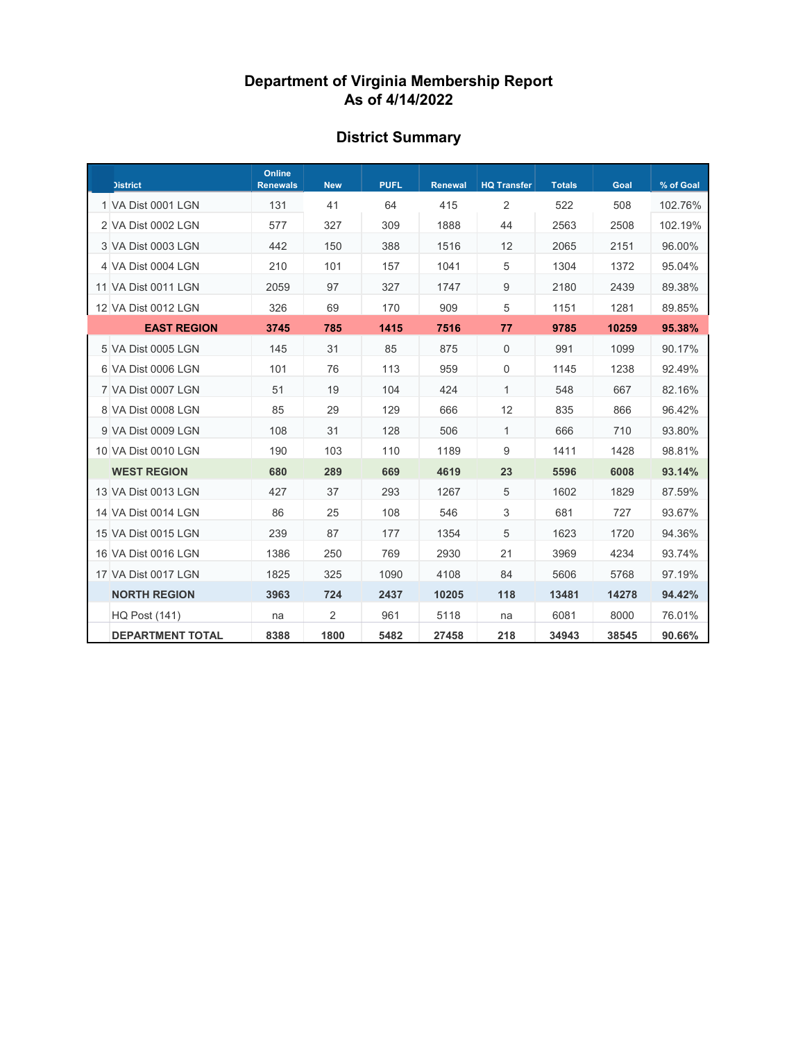# Department of Virginia Membership Report
# As of 4/14/2022

## District Summary

| | District | Online Renewals | New | PUFL | Renewal | HQ Transfer | Totals | Goal | % of Goal |
|---|---|---|---|---|---|---|---|---|---|
| 1 | VA Dist 0001 LGN | 131 | 41 | 64 | 415 | 2 | 522 | 508 | 102.76% |
| 2 | VA Dist 0002 LGN | 577 | 327 | 309 | 1888 | 44 | 2563 | 2508 | 102.19% |
| 3 | VA Dist 0003 LGN | 442 | 150 | 388 | 1516 | 12 | 2065 | 2151 | 96.00% |
| 4 | VA Dist 0004 LGN | 210 | 101 | 157 | 1041 | 5 | 1304 | 1372 | 95.04% |
| 11 | VA Dist 0011 LGN | 2059 | 97 | 327 | 1747 | 9 | 2180 | 2439 | 89.38% |
| 12 | VA Dist 0012 LGN | 326 | 69 | 170 | 909 | 5 | 1151 | 1281 | 89.85% |
| | **EAST REGION** | **3745** | **785** | **1415** | **7516** | **77** | **9785** | **10259** | **95.38%** |
| 5 | VA Dist 0005 LGN | 145 | 31 | 85 | 875 | 0 | 991 | 1099 | 90.17% |
| 6 | VA Dist 0006 LGN | 101 | 76 | 113 | 959 | 0 | 1145 | 1238 | 92.49% |
| 7 | VA Dist 0007 LGN | 51 | 19 | 104 | 424 | 1 | 548 | 667 | 82.16% |
| 8 | VA Dist 0008 LGN | 85 | 29 | 129 | 666 | 12 | 835 | 866 | 96.42% |
| 9 | VA Dist 0009 LGN | 108 | 31 | 128 | 506 | 1 | 666 | 710 | 93.80% |
| 10 | VA Dist 0010 LGN | 190 | 103 | 110 | 1189 | 9 | 1411 | 1428 | 98.81% |
| | **WEST REGION** | **680** | **289** | **669** | **4619** | **23** | **5596** | **6008** | **93.14%** |
| 13 | VA Dist 0013 LGN | 427 | 37 | 293 | 1267 | 5 | 1602 | 1829 | 87.59% |
| 14 | VA Dist 0014 LGN | 86 | 25 | 108 | 546 | 3 | 681 | 727 | 93.67% |
| 15 | VA Dist 0015 LGN | 239 | 87 | 177 | 1354 | 5 | 1623 | 1720 | 94.36% |
| 16 | VA Dist 0016 LGN | 1386 | 250 | 769 | 2930 | 21 | 3969 | 4234 | 93.74% |
| 17 | VA Dist 0017 LGN | 1825 | 325 | 1090 | 4108 | 84 | 5606 | 5768 | 97.19% |
| | **NORTH REGION** | **3963** | **724** | **2437** | **10205** | **118** | **13481** | **14278** | **94.42%** |
| | HQ Post (141) | na | 2 | 961 | 5118 | na | 6081 | 8000 | 76.01% |
| | **DEPARTMENT TOTAL** | **8388** | **1800** | **5482** | **27458** | **218** | **34943** | **38545** | **90.66%** |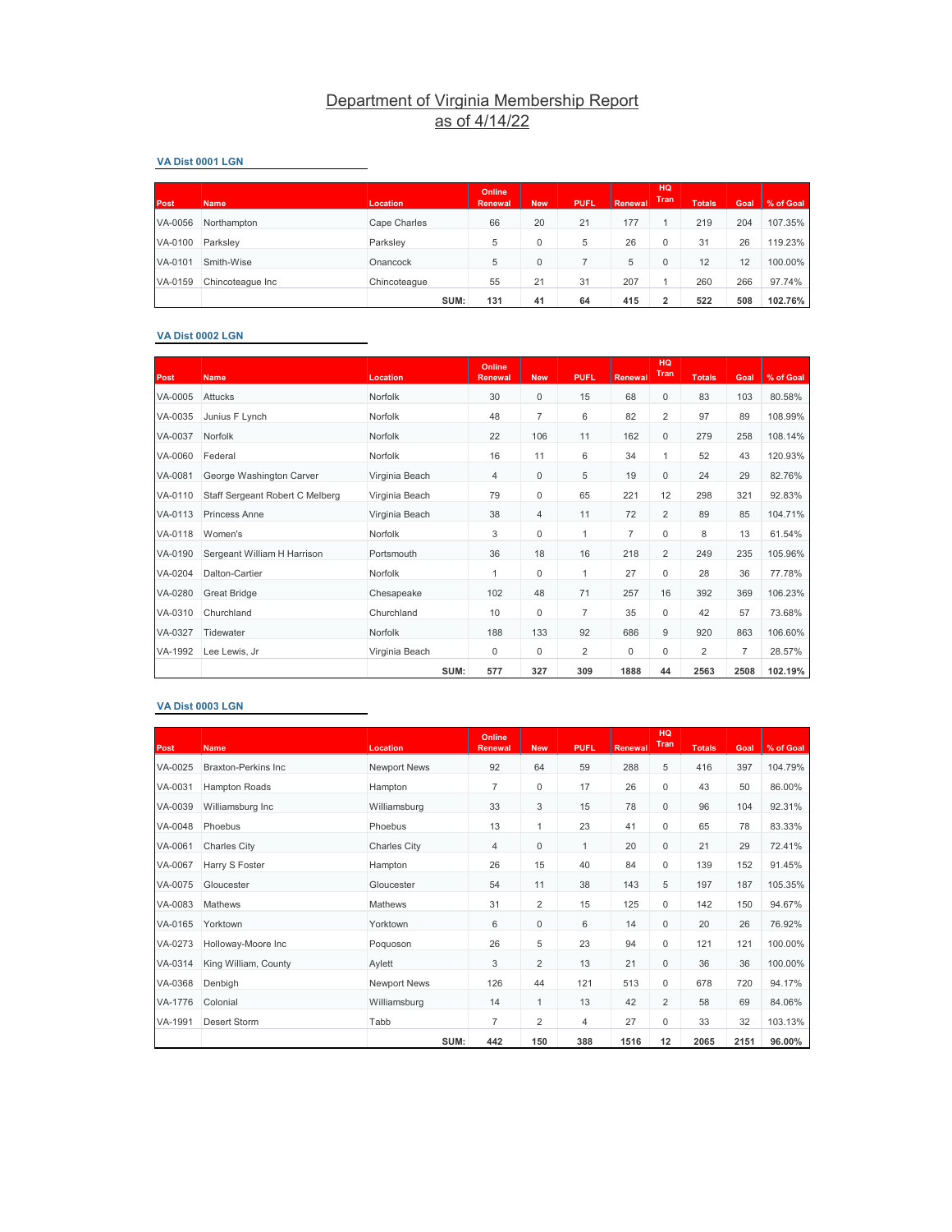# Department of Virginia Membership Report
## as of 4/14/22

### VA Dist 0001 LGN

| Post | Name | Location | Online Renewal | New | PUFL | Renewal | HQ Tran | Totals | Goal | % of Goal |
|---|---|---|---|---|---|---|---|---|---|---|
| VA-0056 | Northampton | Cape Charles | 66 | 20 | 21 | 177 | 1 | 219 | 204 | 107.35% |
| VA-0100 | Parksley | Parksley | 5 | 0 | 5 | 26 | 0 | 31 | 26 | 119.23% |
| VA-0101 | Smith-Wise | Onancock | 5 | 0 | 7 | 5 | 0 | 12 | 12 | 100.00% |
| VA-0159 | Chincoteague Inc | Chincoteague | 55 | 21 | 31 | 207 | 1 | 260 | 266 | 97.74% |
| | | SUM: | 131 | 41 | 64 | 415 | 2 | 522 | 508 | 102.76% |

### VA Dist 0002 LGN

| Post | Name | Location | Online Renewal | New | PUFL | Renewal | HQ Tran | Totals | Goal | % of Goal |
|---|---|---|---|---|---|---|---|---|---|---|
| VA-0005 | Attucks | Norfolk | 30 | 0 | 15 | 68 | 0 | 83 | 103 | 80.58% |
| VA-0035 | Junius F Lynch | Norfolk | 48 | 7 | 6 | 82 | 2 | 97 | 89 | 108.99% |
| VA-0037 | Norfolk | Norfolk | 22 | 106 | 11 | 162 | 0 | 279 | 258 | 108.14% |
| VA-0060 | Federal | Norfolk | 16 | 11 | 6 | 34 | 1 | 52 | 43 | 120.93% |
| VA-0081 | George Washington Carver | Virginia Beach | 4 | 0 | 5 | 19 | 0 | 24 | 29 | 82.76% |
| VA-0110 | Staff Sergeant Robert C Melberg | Virginia Beach | 79 | 0 | 65 | 221 | 12 | 298 | 321 | 92.83% |
| VA-0113 | Princess Anne | Virginia Beach | 38 | 4 | 11 | 72 | 2 | 89 | 85 | 104.71% |
| VA-0118 | Women's | Norfolk | 3 | 0 | 1 | 7 | 0 | 8 | 13 | 61.54% |
| VA-0190 | Sergeant William H Harrison | Portsmouth | 36 | 18 | 16 | 218 | 2 | 249 | 235 | 105.96% |
| VA-0204 | Dalton-Cartier | Norfolk | 1 | 0 | 1 | 27 | 0 | 28 | 36 | 77.78% |
| VA-0280 | Great Bridge | Chesapeake | 102 | 48 | 71 | 257 | 16 | 392 | 369 | 106.23% |
| VA-0310 | Churchland | Churchland | 10 | 0 | 7 | 35 | 0 | 42 | 57 | 73.68% |
| VA-0327 | Tidewater | Norfolk | 188 | 133 | 92 | 686 | 9 | 920 | 863 | 106.60% |
| VA-1992 | Lee Lewis, Jr | Virginia Beach | 0 | 0 | 2 | 0 | 0 | 2 | 7 | 28.57% |
| | | SUM: | 577 | 327 | 309 | 1888 | 44 | 2563 | 2508 | 102.19% |

### VA Dist 0003 LGN

| Post | Name | Location | Online Renewal | New | PUFL | Renewal | HQ Tran | Totals | Goal | % of Goal |
|---|---|---|---|---|---|---|---|---|---|---|
| VA-0025 | Braxton-Perkins Inc | Newport News | 92 | 64 | 59 | 288 | 5 | 416 | 397 | 104.79% |
| VA-0031 | Hampton Roads | Hampton | 7 | 0 | 17 | 26 | 0 | 43 | 50 | 86.00% |
| VA-0039 | Williamsburg Inc | Williamsburg | 33 | 3 | 15 | 78 | 0 | 96 | 104 | 92.31% |
| VA-0048 | Phoebus | Phoebus | 13 | 1 | 23 | 41 | 0 | 65 | 78 | 83.33% |
| VA-0061 | Charles City | Charles City | 4 | 0 | 1 | 20 | 0 | 21 | 29 | 72.41% |
| VA-0067 | Harry S Foster | Hampton | 26 | 15 | 40 | 84 | 0 | 139 | 152 | 91.45% |
| VA-0075 | Gloucester | Gloucester | 54 | 11 | 38 | 143 | 5 | 197 | 187 | 105.35% |
| VA-0083 | Mathews | Mathews | 31 | 2 | 15 | 125 | 0 | 142 | 150 | 94.67% |
| VA-0165 | Yorktown | Yorktown | 6 | 0 | 6 | 14 | 0 | 20 | 26 | 76.92% |
| VA-0273 | Holloway-Moore Inc | Poquoson | 26 | 5 | 23 | 94 | 0 | 121 | 121 | 100.00% |
| VA-0314 | King William, County | Aylett | 3 | 2 | 13 | 21 | 0 | 36 | 36 | 100.00% |
| VA-0368 | Denbigh | Newport News | 126 | 44 | 121 | 513 | 0 | 678 | 720 | 94.17% |
| VA-1776 | Colonial | Williamsburg | 14 | 1 | 13 | 42 | 2 | 58 | 69 | 84.06% |
| VA-1991 | Desert Storm | Tabb | 7 | 2 | 4 | 27 | 0 | 33 | 32 | 103.13% |
| | | SUM: | 442 | 150 | 388 | 1516 | 12 | 2065 | 2151 | 96.00% |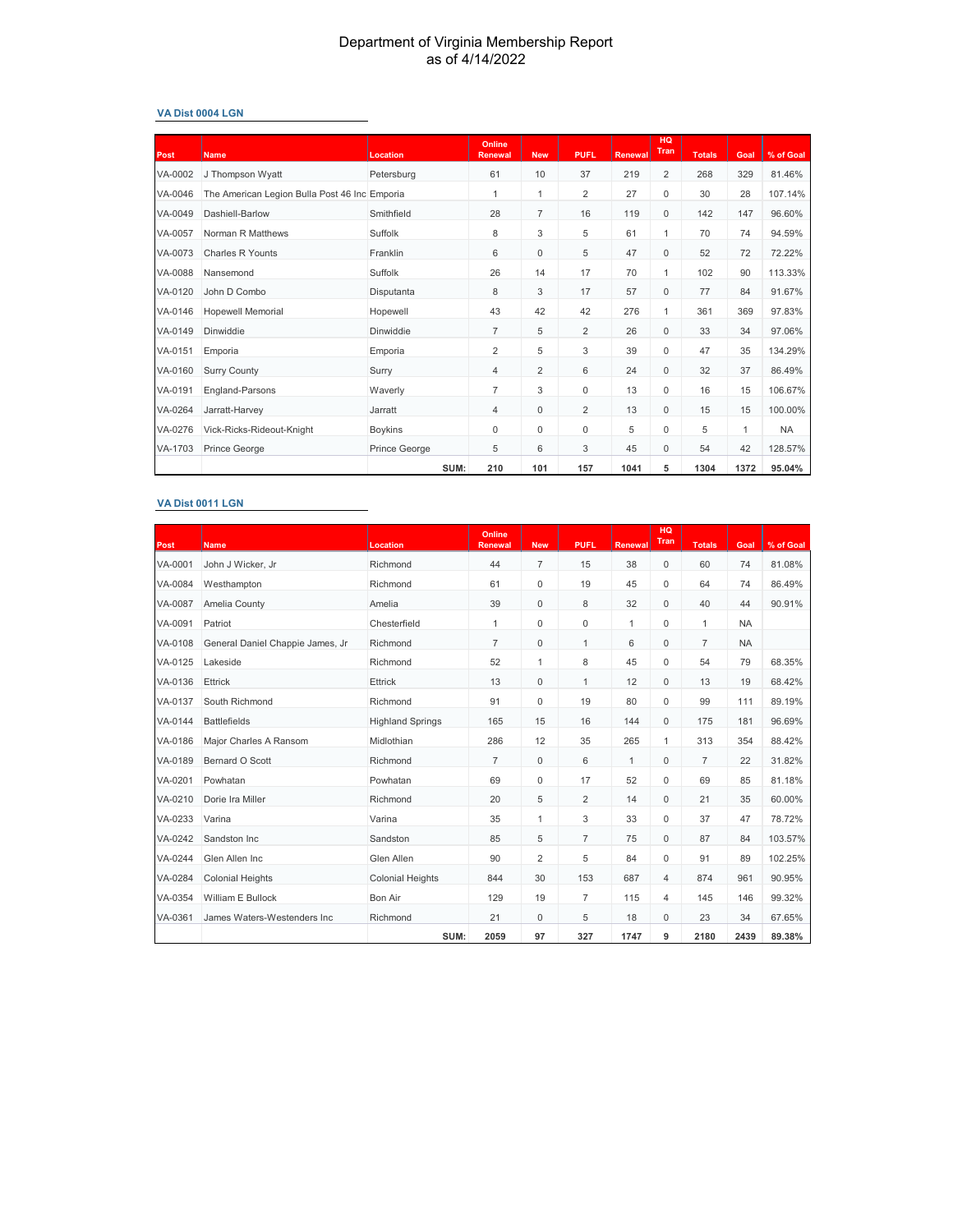# Department of Virginia Membership Report
as of 4/14/2022

### VA Dist 0004 LGN

| Post | Name | Location | Online Renewal | New | PUFL | Renewal | HQ Tran | Totals | Goal | % of Goal |
|---|---|---|---|---|---|---|---|---|---|---|
| VA-0002 | J Thompson Wyatt | Petersburg | 61 | 10 | 37 | 219 | 2 | 268 | 329 | 81.46% |
| VA-0046 | The American Legion Bulla Post 46 Inc | Emporia | 1 | 1 | 2 | 27 | 0 | 30 | 28 | 107.14% |
| VA-0049 | Dashiell-Barlow | Smithfield | 28 | 7 | 16 | 119 | 0 | 142 | 147 | 96.60% |
| VA-0057 | Norman R Matthews | Suffolk | 8 | 3 | 5 | 61 | 1 | 70 | 74 | 94.59% |
| VA-0073 | Charles R Younts | Franklin | 6 | 0 | 5 | 47 | 0 | 52 | 72 | 72.22% |
| VA-0088 | Nansemond | Suffolk | 26 | 14 | 17 | 70 | 1 | 102 | 90 | 113.33% |
| VA-0120 | John D Combo | Disputanta | 8 | 3 | 17 | 57 | 0 | 77 | 84 | 91.67% |
| VA-0146 | Hopewell Memorial | Hopewell | 43 | 42 | 42 | 276 | 1 | 361 | 369 | 97.83% |
| VA-0149 | Dinwiddie | Dinwiddie | 7 | 5 | 2 | 26 | 0 | 33 | 34 | 97.06% |
| VA-0151 | Emporia | Emporia | 2 | 5 | 3 | 39 | 0 | 47 | 35 | 134.29% |
| VA-0160 | Surry County | Surry | 4 | 2 | 6 | 24 | 0 | 32 | 37 | 86.49% |
| VA-0191 | England-Parsons | Waverly | 7 | 3 | 0 | 13 | 0 | 16 | 15 | 106.67% |
| VA-0264 | Jarratt-Harvey | Jarratt | 4 | 0 | 2 | 13 | 0 | 15 | 15 | 100.00% |
| VA-0276 | Vick-Ricks-Rideout-Knight | Boykins | 0 | 0 | 0 | 5 | 0 | 5 | 1 | NA |
| VA-1703 | Prince George | Prince George | 5 | 6 | 3 | 45 | 0 | 54 | 42 | 128.57% |
| | | **SUM:** | **210** | **101** | **157** | **1041** | **5** | **1304** | **1372** | **95.04%** |

### VA Dist 0011 LGN

| Post | Name | Location | Online Renewal | New | PUFL | Renewal | HQ Tran | Totals | Goal | % of Goal |
|---|---|---|---|---|---|---|---|---|---|---|
| VA-0001 | John J Wicker, Jr | Richmond | 44 | 7 | 15 | 38 | 0 | 60 | 74 | 81.08% |
| VA-0084 | Westhampton | Richmond | 61 | 0 | 19 | 45 | 0 | 64 | 74 | 86.49% |
| VA-0087 | Amelia County | Amelia | 39 | 0 | 8 | 32 | 0 | 40 | 44 | 90.91% |
| VA-0091 | Patriot | Chesterfield | 1 | 0 | 0 | 1 | 0 | 1 | NA | |
| VA-0108 | General Daniel Chappie James, Jr | Richmond | 7 | 0 | 1 | 6 | 0 | 7 | NA | |
| VA-0125 | Lakeside | Richmond | 52 | 1 | 8 | 45 | 0 | 54 | 79 | 68.35% |
| VA-0136 | Ettrick | Ettrick | 13 | 0 | 1 | 12 | 0 | 13 | 19 | 68.42% |
| VA-0137 | South Richmond | Richmond | 91 | 0 | 19 | 80 | 0 | 99 | 111 | 89.19% |
| VA-0144 | Battlefields | Highland Springs | 165 | 15 | 16 | 144 | 0 | 175 | 181 | 96.69% |
| VA-0186 | Major Charles A Ransom | Midlothian | 286 | 12 | 35 | 265 | 1 | 313 | 354 | 88.42% |
| VA-0189 | Bernard O Scott | Richmond | 7 | 0 | 6 | 1 | 0 | 7 | 22 | 31.82% |
| VA-0201 | Powhatan | Powhatan | 69 | 0 | 17 | 52 | 0 | 69 | 85 | 81.18% |
| VA-0210 | Dorie Ira Miller | Richmond | 20 | 5 | 2 | 14 | 0 | 21 | 35 | 60.00% |
| VA-0233 | Varina | Varina | 35 | 1 | 3 | 33 | 0 | 37 | 47 | 78.72% |
| VA-0242 | Sandston Inc | Sandston | 85 | 5 | 7 | 75 | 0 | 87 | 84 | 103.57% |
| VA-0244 | Glen Allen Inc | Glen Allen | 90 | 2 | 5 | 84 | 0 | 91 | 89 | 102.25% |
| VA-0284 | Colonial Heights | Colonial Heights | 844 | 30 | 153 | 687 | 4 | 874 | 961 | 90.95% |
| VA-0354 | William E Bullock | Bon Air | 129 | 19 | 7 | 115 | 4 | 145 | 146 | 99.32% |
| VA-0361 | James Waters-Westenders Inc | Richmond | 21 | 0 | 5 | 18 | 0 | 23 | 34 | 67.65% |
| | | **SUM:** | **2059** | **97** | **327** | **1747** | **9** | **2180** | **2439** | **89.38%** |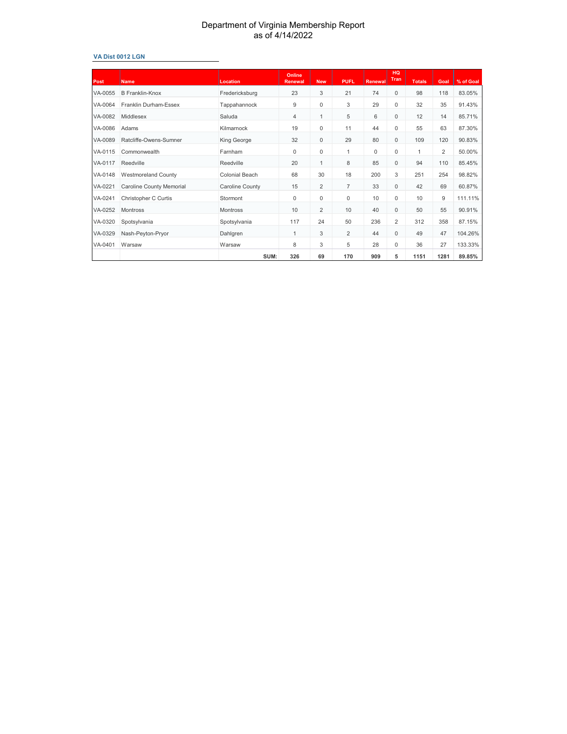# Department of Virginia Membership Report
## as of 4/14/2022

### VA Dist 0012 LGN

| Post | Name | Location | Online Renewal | New | PUFL | Renewal | HQ Tran | Totals | Goal | % of Goal |
|---|---|---|---|---|---|---|---|---|---|---|
| VA-0055 | B Franklin-Knox | Fredericksburg | 23 | 3 | 21 | 74 | 0 | 98 | 118 | 83.05% |
| VA-0064 | Franklin Durham-Essex | Tappahannock | 9 | 0 | 3 | 29 | 0 | 32 | 35 | 91.43% |
| VA-0082 | Middlesex | Saluda | 4 | 1 | 5 | 6 | 0 | 12 | 14 | 85.71% |
| VA-0086 | Adams | Kilmarnock | 19 | 0 | 11 | 44 | 0 | 55 | 63 | 87.30% |
| VA-0089 | Ratcliffe-Owens-Sumner | King George | 32 | 0 | 29 | 80 | 0 | 109 | 120 | 90.83% |
| VA-0115 | Commonwealth | Farnham | 0 | 0 | 1 | 0 | 0 | 1 | 2 | 50.00% |
| VA-0117 | Reedville | Reedville | 20 | 1 | 8 | 85 | 0 | 94 | 110 | 85.45% |
| VA-0148 | Westmoreland County | Colonial Beach | 68 | 30 | 18 | 200 | 3 | 251 | 254 | 98.82% |
| VA-0221 | Caroline County Memorial | Caroline County | 15 | 2 | 7 | 33 | 0 | 42 | 69 | 60.87% |
| VA-0241 | Christopher C Curtis | Stormont | 0 | 0 | 0 | 10 | 0 | 10 | 9 | 111.11% |
| VA-0252 | Montross | Montross | 10 | 2 | 10 | 40 | 0 | 50 | 55 | 90.91% |
| VA-0320 | Spotsylvania | Spotsylvania | 117 | 24 | 50 | 236 | 2 | 312 | 358 | 87.15% |
| VA-0329 | Nash-Peyton-Pryor | Dahlgren | 1 | 3 | 2 | 44 | 0 | 49 | 47 | 104.26% |
| VA-0401 | Warsaw | Warsaw | 8 | 3 | 5 | 28 | 0 | 36 | 27 | 133.33% |
| | | **SUM:** | **326** | **69** | **170** | **909** | **5** | **1151** | **1281** | **89.85%** |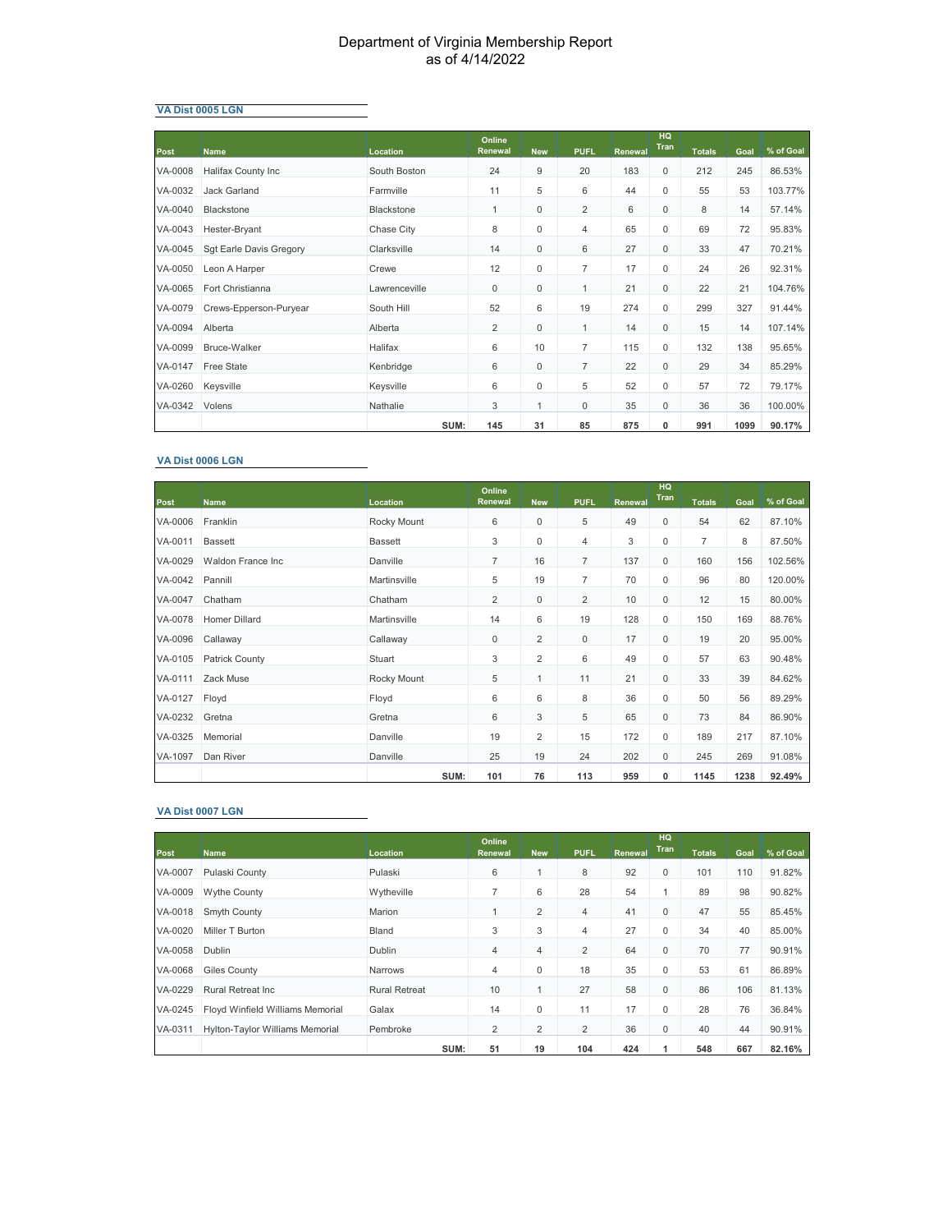# Department of Virginia Membership Report
as of 4/14/2022

### VA Dist 0005 LGN

| Post | Name | Location | Online Renewal | New | PUFL | Renewal | HQ Tran | Totals | Goal | % of Goal |
|---|---|---|---|---|---|---|---|---|---|---|
| VA-0008 | Halifax County Inc | South Boston | 24 | 9 | 20 | 183 | 0 | 212 | 245 | 86.53% |
| VA-0032 | Jack Garland | Farmville | 11 | 5 | 6 | 44 | 0 | 55 | 53 | 103.77% |
| VA-0040 | Blackstone | Blackstone | 1 | 0 | 2 | 6 | 0 | 8 | 14 | 57.14% |
| VA-0043 | Hester-Bryant | Chase City | 8 | 0 | 4 | 65 | 0 | 69 | 72 | 95.83% |
| VA-0045 | Sgt Earle Davis Gregory | Clarksville | 14 | 0 | 6 | 27 | 0 | 33 | 47 | 70.21% |
| VA-0050 | Leon A Harper | Crewe | 12 | 0 | 7 | 17 | 0 | 24 | 26 | 92.31% |
| VA-0065 | Fort Christianna | Lawrenceville | 0 | 0 | 1 | 21 | 0 | 22 | 21 | 104.76% |
| VA-0079 | Crews-Epperson-Puryear | South Hill | 52 | 6 | 19 | 274 | 0 | 299 | 327 | 91.44% |
| VA-0094 | Alberta | Alberta | 2 | 0 | 1 | 14 | 0 | 15 | 14 | 107.14% |
| VA-0099 | Bruce-Walker | Halifax | 6 | 10 | 7 | 115 | 0 | 132 | 138 | 95.65% |
| VA-0147 | Free State | Kenbridge | 6 | 0 | 7 | 22 | 0 | 29 | 34 | 85.29% |
| VA-0260 | Keysville | Keysville | 6 | 0 | 5 | 52 | 0 | 57 | 72 | 79.17% |
| VA-0342 | Volens | Nathalie | 3 | 1 | 0 | 35 | 0 | 36 | 36 | 100.00% |
| | | **SUM:** | **145** | **31** | **85** | **875** | **0** | **991** | **1099** | **90.17%** |

### VA Dist 0006 LGN

| Post | Name | Location | Online Renewal | New | PUFL | Renewal | HQ Tran | Totals | Goal | % of Goal |
|---|---|---|---|---|---|---|---|---|---|---|
| VA-0006 | Franklin | Rocky Mount | 6 | 0 | 5 | 49 | 0 | 54 | 62 | 87.10% |
| VA-0011 | Bassett | Bassett | 3 | 0 | 4 | 3 | 0 | 7 | 8 | 87.50% |
| VA-0029 | Waldon France Inc | Danville | 7 | 16 | 7 | 137 | 0 | 160 | 156 | 102.56% |
| VA-0042 | Pannill | Martinsville | 5 | 19 | 7 | 70 | 0 | 96 | 80 | 120.00% |
| VA-0047 | Chatham | Chatham | 2 | 0 | 2 | 10 | 0 | 12 | 15 | 80.00% |
| VA-0078 | Homer Dillard | Martinsville | 14 | 6 | 19 | 128 | 0 | 150 | 169 | 88.76% |
| VA-0096 | Callaway | Callaway | 0 | 2 | 0 | 17 | 0 | 19 | 20 | 95.00% |
| VA-0105 | Patrick County | Stuart | 3 | 2 | 6 | 49 | 0 | 57 | 63 | 90.48% |
| VA-0111 | Zack Muse | Rocky Mount | 5 | 1 | 11 | 21 | 0 | 33 | 39 | 84.62% |
| VA-0127 | Floyd | Floyd | 6 | 6 | 8 | 36 | 0 | 50 | 56 | 89.29% |
| VA-0232 | Gretna | Gretna | 6 | 3 | 5 | 65 | 0 | 73 | 84 | 86.90% |
| VA-0325 | Memorial | Danville | 19 | 2 | 15 | 172 | 0 | 189 | 217 | 87.10% |
| VA-1097 | Dan River | Danville | 25 | 19 | 24 | 202 | 0 | 245 | 269 | 91.08% |
| | | **SUM:** | **101** | **76** | **113** | **959** | **0** | **1145** | **1238** | **92.49%** |

### VA Dist 0007 LGN

| Post | Name | Location | Online Renewal | New | PUFL | Renewal | HQ Tran | Totals | Goal | % of Goal |
|---|---|---|---|---|---|---|---|---|---|---|
| VA-0007 | Pulaski County | Pulaski | 6 | 1 | 8 | 92 | 0 | 101 | 110 | 91.82% |
| VA-0009 | Wythe County | Wytheville | 7 | 6 | 28 | 54 | 1 | 89 | 98 | 90.82% |
| VA-0018 | Smyth County | Marion | 1 | 2 | 4 | 41 | 0 | 47 | 55 | 85.45% |
| VA-0020 | Miller T Burton | Bland | 3 | 3 | 4 | 27 | 0 | 34 | 40 | 85.00% |
| VA-0058 | Dublin | Dublin | 4 | 4 | 2 | 64 | 0 | 70 | 77 | 90.91% |
| VA-0068 | Giles County | Narrows | 4 | 0 | 18 | 35 | 0 | 53 | 61 | 86.89% |
| VA-0229 | Rural Retreat Inc | Rural Retreat | 10 | 1 | 27 | 58 | 0 | 86 | 106 | 81.13% |
| VA-0245 | Floyd Winfield Williams Memorial | Galax | 14 | 0 | 11 | 17 | 0 | 28 | 76 | 36.84% |
| VA-0311 | Hylton-Taylor Williams Memorial | Pembroke | 2 | 2 | 2 | 36 | 0 | 40 | 44 | 90.91% |
| | | **SUM:** | **51** | **19** | **104** | **424** | **1** | **548** | **667** | **82.16%** |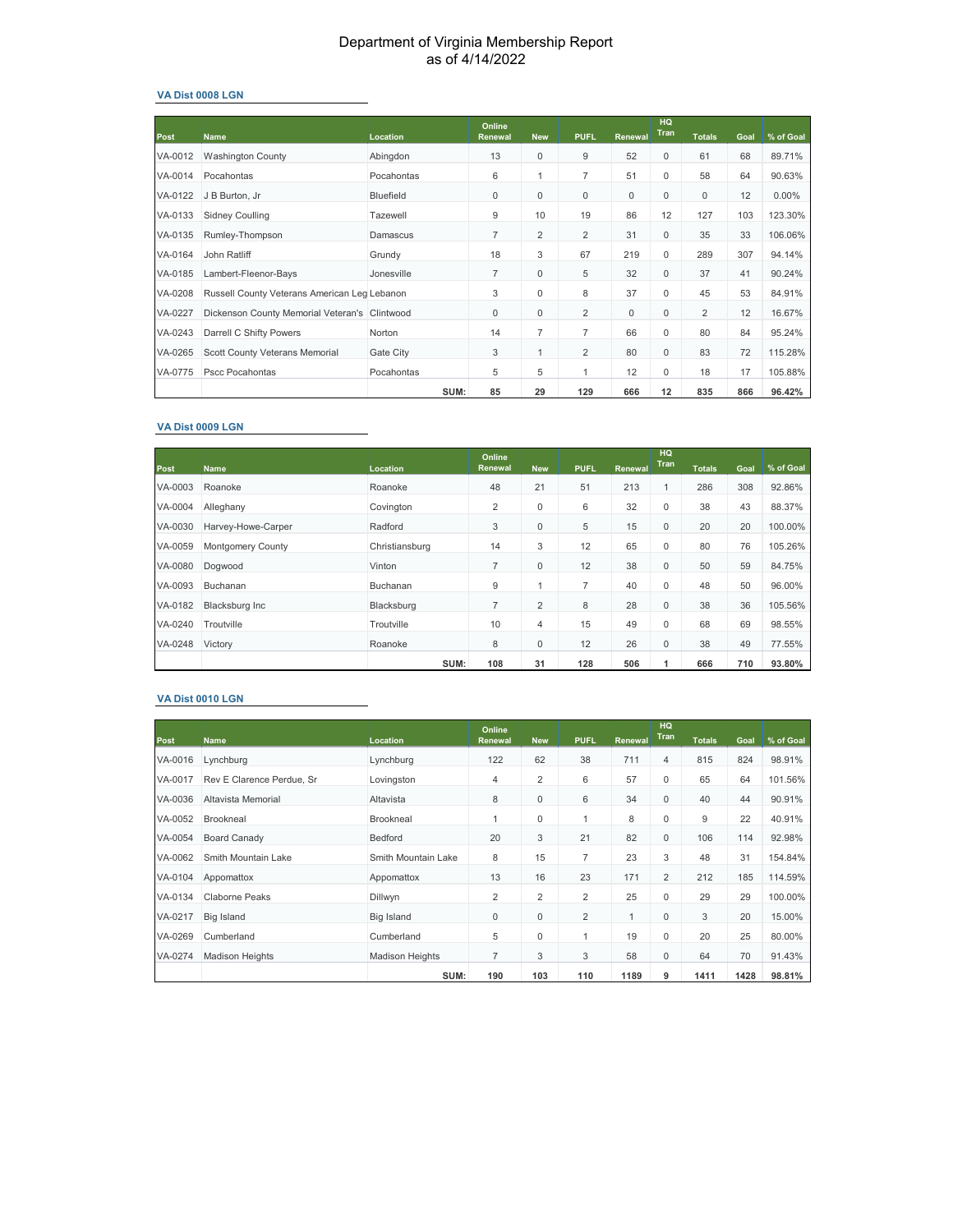# Department of Virginia Membership Report
as of 4/14/2022

### VA Dist 0008 LGN

| Post | Name | Location | Online Renewal | New | PUFL | Renewal | HQ Tran | Totals | Goal | % of Goal |
|---|---|---|---|---|---|---|---|---|---|---|
| VA-0012 | Washington County | Abingdon | 13 | 0 | 9 | 52 | 0 | 61 | 68 | 89.71% |
| VA-0014 | Pocahontas | Pocahontas | 6 | 1 | 7 | 51 | 0 | 58 | 64 | 90.63% |
| VA-0122 | J B Burton, Jr | Bluefield | 0 | 0 | 0 | 0 | 0 | 0 | 12 | 0.00% |
| VA-0133 | Sidney Coulling | Tazewell | 9 | 10 | 19 | 86 | 12 | 127 | 103 | 123.30% |
| VA-0135 | Rumley-Thompson | Damascus | 7 | 2 | 2 | 31 | 0 | 35 | 33 | 106.06% |
| VA-0164 | John Ratliff | Grundy | 18 | 3 | 67 | 219 | 0 | 289 | 307 | 94.14% |
| VA-0185 | Lambert-Fleenor-Bays | Jonesville | 7 | 0 | 5 | 32 | 0 | 37 | 41 | 90.24% |
| VA-0208 | Russell County Veterans American Leg | Lebanon | 3 | 0 | 8 | 37 | 0 | 45 | 53 | 84.91% |
| VA-0227 | Dickenson County Memorial Veteran's | Clintwood | 0 | 0 | 2 | 0 | 0 | 2 | 12 | 16.67% |
| VA-0243 | Darrell C Shifty Powers | Norton | 14 | 7 | 7 | 66 | 0 | 80 | 84 | 95.24% |
| VA-0265 | Scott County Veterans Memorial | Gate City | 3 | 1 | 2 | 80 | 0 | 83 | 72 | 115.28% |
| VA-0775 | Pscc Pocahontas | Pocahontas | 5 | 5 | 1 | 12 | 0 | 18 | 17 | 105.88% |
| | | **SUM:** | **85** | **29** | **129** | **666** | **12** | **835** | **866** | **96.42%** |

### VA Dist 0009 LGN

| Post | Name | Location | Online Renewal | New | PUFL | Renewal | HQ Tran | Totals | Goal | % of Goal |
|---|---|---|---|---|---|---|---|---|---|---|
| VA-0003 | Roanoke | Roanoke | 48 | 21 | 51 | 213 | 1 | 286 | 308 | 92.86% |
| VA-0004 | Alleghany | Covington | 2 | 0 | 6 | 32 | 0 | 38 | 43 | 88.37% |
| VA-0030 | Harvey-Howe-Carper | Radford | 3 | 0 | 5 | 15 | 0 | 20 | 20 | 100.00% |
| VA-0059 | Montgomery County | Christiansburg | 14 | 3 | 12 | 65 | 0 | 80 | 76 | 105.26% |
| VA-0080 | Dogwood | Vinton | 7 | 0 | 12 | 38 | 0 | 50 | 59 | 84.75% |
| VA-0093 | Buchanan | Buchanan | 9 | 1 | 7 | 40 | 0 | 48 | 50 | 96.00% |
| VA-0182 | Blacksburg Inc | Blacksburg | 7 | 2 | 8 | 28 | 0 | 38 | 36 | 105.56% |
| VA-0240 | Troutville | Troutville | 10 | 4 | 15 | 49 | 0 | 68 | 69 | 98.55% |
| VA-0248 | Victory | Roanoke | 8 | 0 | 12 | 26 | 0 | 38 | 49 | 77.55% |
| | | **SUM:** | **108** | **31** | **128** | **506** | **1** | **666** | **710** | **93.80%** |

### VA Dist 0010 LGN

| Post | Name | Location | Online Renewal | New | PUFL | Renewal | HQ Tran | Totals | Goal | % of Goal |
|---|---|---|---|---|---|---|---|---|---|---|
| VA-0016 | Lynchburg | Lynchburg | 122 | 62 | 38 | 711 | 4 | 815 | 824 | 98.91% |
| VA-0017 | Rev E Clarence Perdue, Sr | Lovingston | 4 | 2 | 6 | 57 | 0 | 65 | 64 | 101.56% |
| VA-0036 | Altavista Memorial | Altavista | 8 | 0 | 6 | 34 | 0 | 40 | 44 | 90.91% |
| VA-0052 | Brookneal | Brookneal | 1 | 0 | 1 | 8 | 0 | 9 | 22 | 40.91% |
| VA-0054 | Board Canady | Bedford | 20 | 3 | 21 | 82 | 0 | 106 | 114 | 92.98% |
| VA-0062 | Smith Mountain Lake | Smith Mountain Lake | 8 | 15 | 7 | 23 | 3 | 48 | 31 | 154.84% |
| VA-0104 | Appomattox | Appomattox | 13 | 16 | 23 | 171 | 2 | 212 | 185 | 114.59% |
| VA-0134 | Claborne Peaks | Dillwyn | 2 | 2 | 2 | 25 | 0 | 29 | 29 | 100.00% |
| VA-0217 | Big Island | Big Island | 0 | 0 | 2 | 1 | 0 | 3 | 20 | 15.00% |
| VA-0269 | Cumberland | Cumberland | 5 | 0 | 1 | 19 | 0 | 20 | 25 | 80.00% |
| VA-0274 | Madison Heights | Madison Heights | 7 | 3 | 3 | 58 | 0 | 64 | 70 | 91.43% |
| | | **SUM:** | **190** | **103** | **110** | **1189** | **9** | **1411** | **1428** | **98.81%** |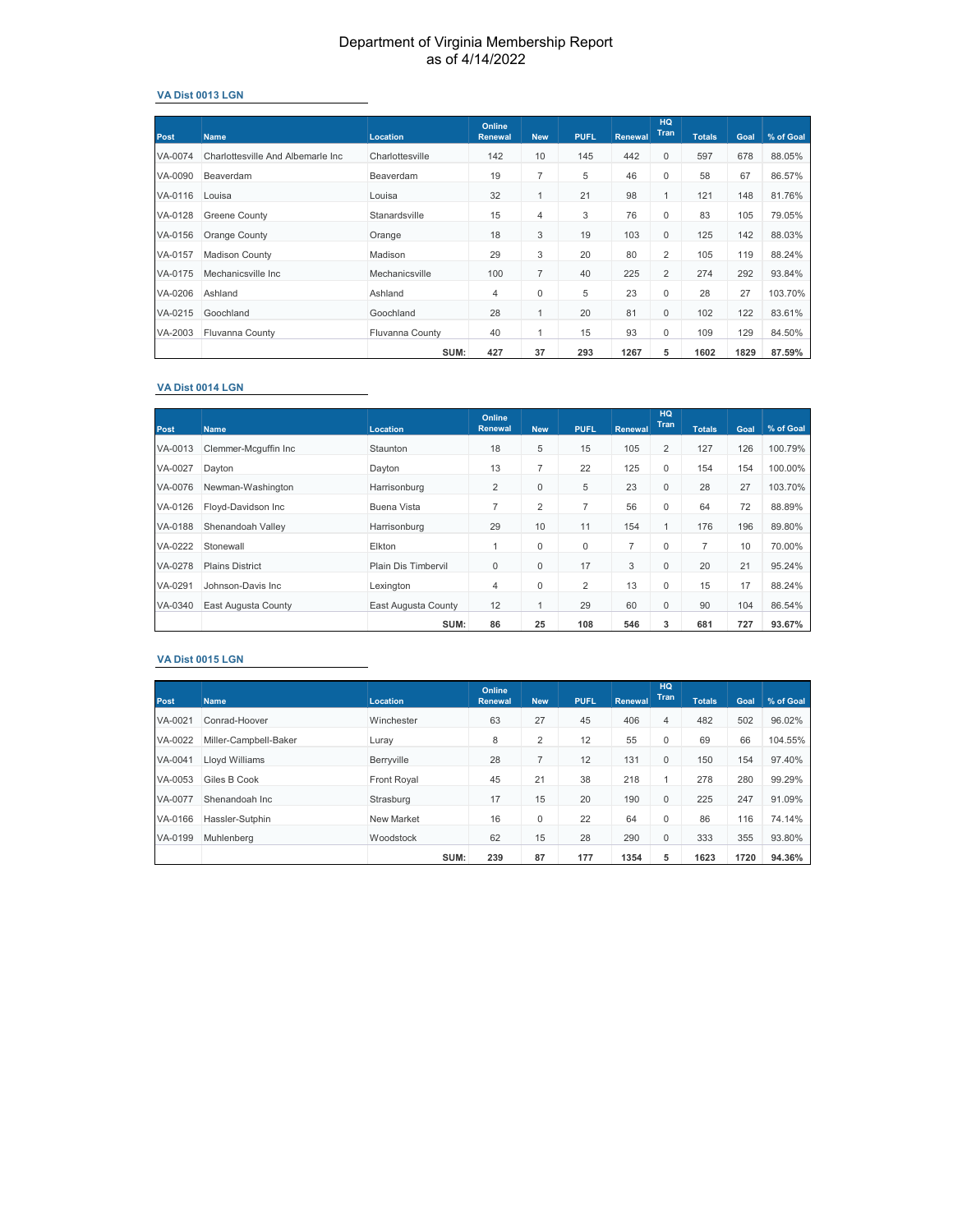# Department of Virginia Membership Report
as of 4/14/2022

### VA Dist 0013 LGN

| Post | Name | Location | Online Renewal | New | PUFL | Renewal | HQ Tran | Totals | Goal | % of Goal |
|---|---|---|---|---|---|---|---|---|---|---|
| VA-0074 | Charlottesville And Albemarle Inc | Charlottesville | 142 | 10 | 145 | 442 | 0 | 597 | 678 | 88.05% |
| VA-0090 | Beaverdam | Beaverdam | 19 | 7 | 5 | 46 | 0 | 58 | 67 | 86.57% |
| VA-0116 | Louisa | Louisa | 32 | 1 | 21 | 98 | 1 | 121 | 148 | 81.76% |
| VA-0128 | Greene County | Stanardsville | 15 | 4 | 3 | 76 | 0 | 83 | 105 | 79.05% |
| VA-0156 | Orange County | Orange | 18 | 3 | 19 | 103 | 0 | 125 | 142 | 88.03% |
| VA-0157 | Madison County | Madison | 29 | 3 | 20 | 80 | 2 | 105 | 119 | 88.24% |
| VA-0175 | Mechanicsville Inc | Mechanicsville | 100 | 7 | 40 | 225 | 2 | 274 | 292 | 93.84% |
| VA-0206 | Ashland | Ashland | 4 | 0 | 5 | 23 | 0 | 28 | 27 | 103.70% |
| VA-0215 | Goochland | Goochland | 28 | 1 | 20 | 81 | 0 | 102 | 122 | 83.61% |
| VA-2003 | Fluvanna County | Fluvanna County | 40 | 1 | 15 | 93 | 0 | 109 | 129 | 84.50% |
| | | **SUM:** | **427** | **37** | **293** | **1267** | **5** | **1602** | **1829** | **87.59%** |

### VA Dist 0014 LGN

| Post | Name | Location | Online Renewal | New | PUFL | Renewal | HQ Tran | Totals | Goal | % of Goal |
|---|---|---|---|---|---|---|---|---|---|---|
| VA-0013 | Clemmer-Mcguffin Inc | Staunton | 18 | 5 | 15 | 105 | 2 | 127 | 126 | 100.79% |
| VA-0027 | Dayton | Dayton | 13 | 7 | 22 | 125 | 0 | 154 | 154 | 100.00% |
| VA-0076 | Newman-Washington | Harrisonburg | 2 | 0 | 5 | 23 | 0 | 28 | 27 | 103.70% |
| VA-0126 | Floyd-Davidson Inc | Buena Vista | 7 | 2 | 7 | 56 | 0 | 64 | 72 | 88.89% |
| VA-0188 | Shenandoah Valley | Harrisonburg | 29 | 10 | 11 | 154 | 1 | 176 | 196 | 89.80% |
| VA-0222 | Stonewall | Elkton | 1 | 0 | 0 | 7 | 0 | 7 | 10 | 70.00% |
| VA-0278 | Plains District | Plain Dis Timbervil | 0 | 0 | 17 | 3 | 0 | 20 | 21 | 95.24% |
| VA-0291 | Johnson-Davis Inc | Lexington | 4 | 0 | 2 | 13 | 0 | 15 | 17 | 88.24% |
| VA-0340 | East Augusta County | East Augusta County | 12 | 1 | 29 | 60 | 0 | 90 | 104 | 86.54% |
| | | **SUM:** | **86** | **25** | **108** | **546** | **3** | **681** | **727** | **93.67%** |

### VA Dist 0015 LGN

| Post | Name | Location | Online Renewal | New | PUFL | Renewal | HQ Tran | Totals | Goal | % of Goal |
|---|---|---|---|---|---|---|---|---|---|---|
| VA-0021 | Conrad-Hoover | Winchester | 63 | 27 | 45 | 406 | 4 | 482 | 502 | 96.02% |
| VA-0022 | Miller-Campbell-Baker | Luray | 8 | 2 | 12 | 55 | 0 | 69 | 66 | 104.55% |
| VA-0041 | Lloyd Williams | Berryville | 28 | 7 | 12 | 131 | 0 | 150 | 154 | 97.40% |
| VA-0053 | Giles B Cook | Front Royal | 45 | 21 | 38 | 218 | 1 | 278 | 280 | 99.29% |
| VA-0077 | Shenandoah Inc | Strasburg | 17 | 15 | 20 | 190 | 0 | 225 | 247 | 91.09% |
| VA-0166 | Hassler-Sutphin | New Market | 16 | 0 | 22 | 64 | 0 | 86 | 116 | 74.14% |
| VA-0199 | Muhlenberg | Woodstock | 62 | 15 | 28 | 290 | 0 | 333 | 355 | 93.80% |
| | | **SUM:** | **239** | **87** | **177** | **1354** | **5** | **1623** | **1720** | **94.36%** |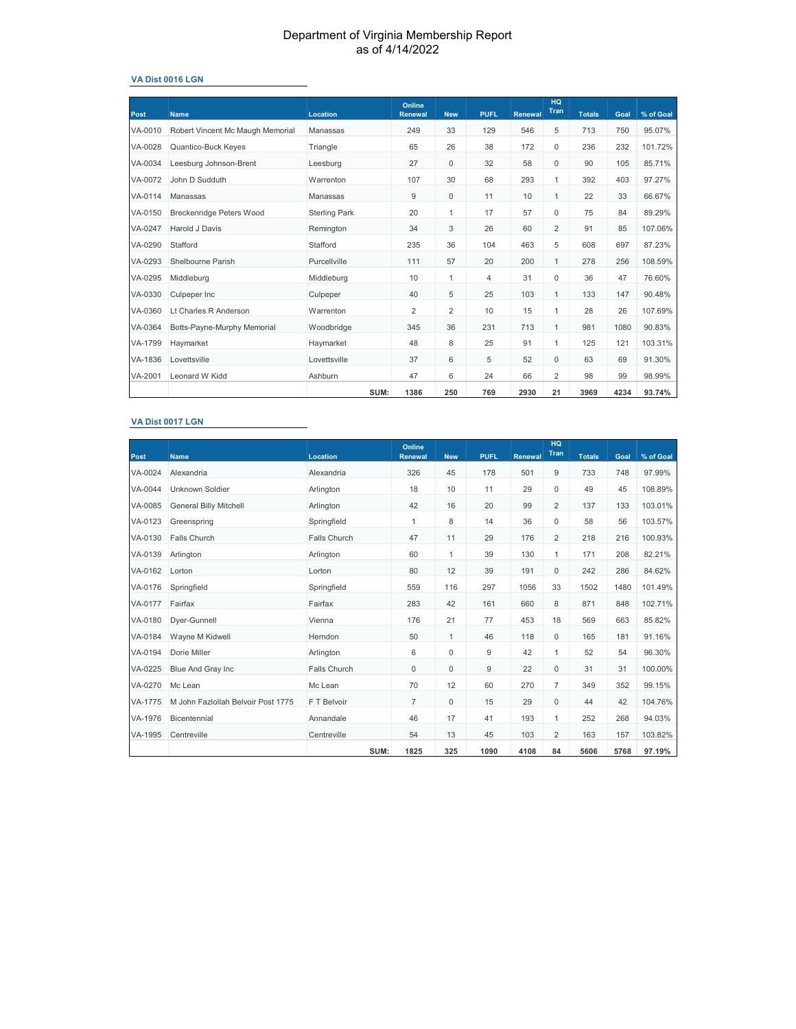# Department of Virginia Membership Report
as of 4/14/2022

## VA Dist 0016 LGN

| Post | Name | Location | Online Renewal | New | PUFL | Renewal | HQ Tran | Totals | Goal | % of Goal |
|---|---|---|---|---|---|---|---|---|---|---|
| VA-0010 | Robert Vincent Mc Maugh Memorial | Manassas | 249 | 33 | 129 | 546 | 5 | 713 | 750 | 95.07% |
| VA-0028 | Quantico-Buck Keyes | Triangle | 65 | 26 | 38 | 172 | 0 | 236 | 232 | 101.72% |
| VA-0034 | Leesburg Johnson-Brent | Leesburg | 27 | 0 | 32 | 58 | 0 | 90 | 105 | 85.71% |
| VA-0072 | John D Sudduth | Warrenton | 107 | 30 | 68 | 293 | 1 | 392 | 403 | 97.27% |
| VA-0114 | Manassas | Manassas | 9 | 0 | 11 | 10 | 1 | 22 | 33 | 66.67% |
| VA-0150 | Breckenridge Peters Wood | Sterling Park | 20 | 1 | 17 | 57 | 0 | 75 | 84 | 89.29% |
| VA-0247 | Harold J Davis | Remington | 34 | 3 | 26 | 60 | 2 | 91 | 85 | 107.06% |
| VA-0290 | Stafford | Stafford | 235 | 36 | 104 | 463 | 5 | 608 | 697 | 87.23% |
| VA-0293 | Shelbourne Parish | Purcellville | 111 | 57 | 20 | 200 | 1 | 278 | 256 | 108.59% |
| VA-0295 | Middleburg | Middleburg | 10 | 1 | 4 | 31 | 0 | 36 | 47 | 76.60% |
| VA-0330 | Culpeper Inc | Culpeper | 40 | 5 | 25 | 103 | 1 | 133 | 147 | 90.48% |
| VA-0360 | Lt Charles R Anderson | Warrenton | 2 | 2 | 10 | 15 | 1 | 28 | 26 | 107.69% |
| VA-0364 | Botts-Payne-Murphy Memorial | Woodbridge | 345 | 36 | 231 | 713 | 1 | 981 | 1080 | 90.83% |
| VA-1799 | Haymarket | Haymarket | 48 | 8 | 25 | 91 | 1 | 125 | 121 | 103.31% |
| VA-1836 | Lovettsville | Lovettsville | 37 | 6 | 5 | 52 | 0 | 63 | 69 | 91.30% |
| VA-2001 | Leonard W Kidd | Ashburn | 47 | 6 | 24 | 66 | 2 | 98 | 99 | 98.99% |
| | | SUM: | 1386 | 250 | 769 | 2930 | 21 | 3969 | 4234 | 93.74% |

## VA Dist 0017 LGN

| Post | Name | Location | Online Renewal | New | PUFL | Renewal | HQ Tran | Totals | Goal | % of Goal |
|---|---|---|---|---|---|---|---|---|---|---|
| VA-0024 | Alexandria | Alexandria | 326 | 45 | 178 | 501 | 9 | 733 | 748 | 97.99% |
| VA-0044 | Unknown Soldier | Arlington | 18 | 10 | 11 | 29 | 0 | 49 | 45 | 108.89% |
| VA-0085 | General Billy Mitchell | Arlington | 42 | 16 | 20 | 99 | 2 | 137 | 133 | 103.01% |
| VA-0123 | Greenspring | Springfield | 1 | 8 | 14 | 36 | 0 | 58 | 56 | 103.57% |
| VA-0130 | Falls Church | Falls Church | 47 | 11 | 29 | 176 | 2 | 218 | 216 | 100.93% |
| VA-0139 | Arlington | Arlington | 60 | 1 | 39 | 130 | 1 | 171 | 208 | 82.21% |
| VA-0162 | Lorton | Lorton | 80 | 12 | 39 | 191 | 0 | 242 | 286 | 84.62% |
| VA-0176 | Springfield | Springfield | 559 | 116 | 297 | 1056 | 33 | 1502 | 1480 | 101.49% |
| VA-0177 | Fairfax | Fairfax | 283 | 42 | 161 | 660 | 8 | 871 | 848 | 102.71% |
| VA-0180 | Dyer-Gunnell | Vienna | 176 | 21 | 77 | 453 | 18 | 569 | 663 | 85.82% |
| VA-0184 | Wayne M Kidwell | Herndon | 50 | 1 | 46 | 118 | 0 | 165 | 181 | 91.16% |
| VA-0194 | Dorie Miller | Arlington | 6 | 0 | 9 | 42 | 1 | 52 | 54 | 96.30% |
| VA-0225 | Blue And Gray Inc | Falls Church | 0 | 0 | 9 | 22 | 0 | 31 | 31 | 100.00% |
| VA-0270 | Mc Lean | Mc Lean | 70 | 12 | 60 | 270 | 7 | 349 | 352 | 99.15% |
| VA-1775 | M John Fazlollah Belvoir Post 1775 | F T Belvoir | 7 | 0 | 15 | 29 | 0 | 44 | 42 | 104.76% |
| VA-1976 | Bicentennial | Annandale | 46 | 17 | 41 | 193 | 1 | 252 | 268 | 94.03% |
| VA-1995 | Centreville | Centreville | 54 | 13 | 45 | 103 | 2 | 163 | 157 | 103.82% |
| | | SUM: | 1825 | 325 | 1090 | 4108 | 84 | 5606 | 5768 | 97.19% |